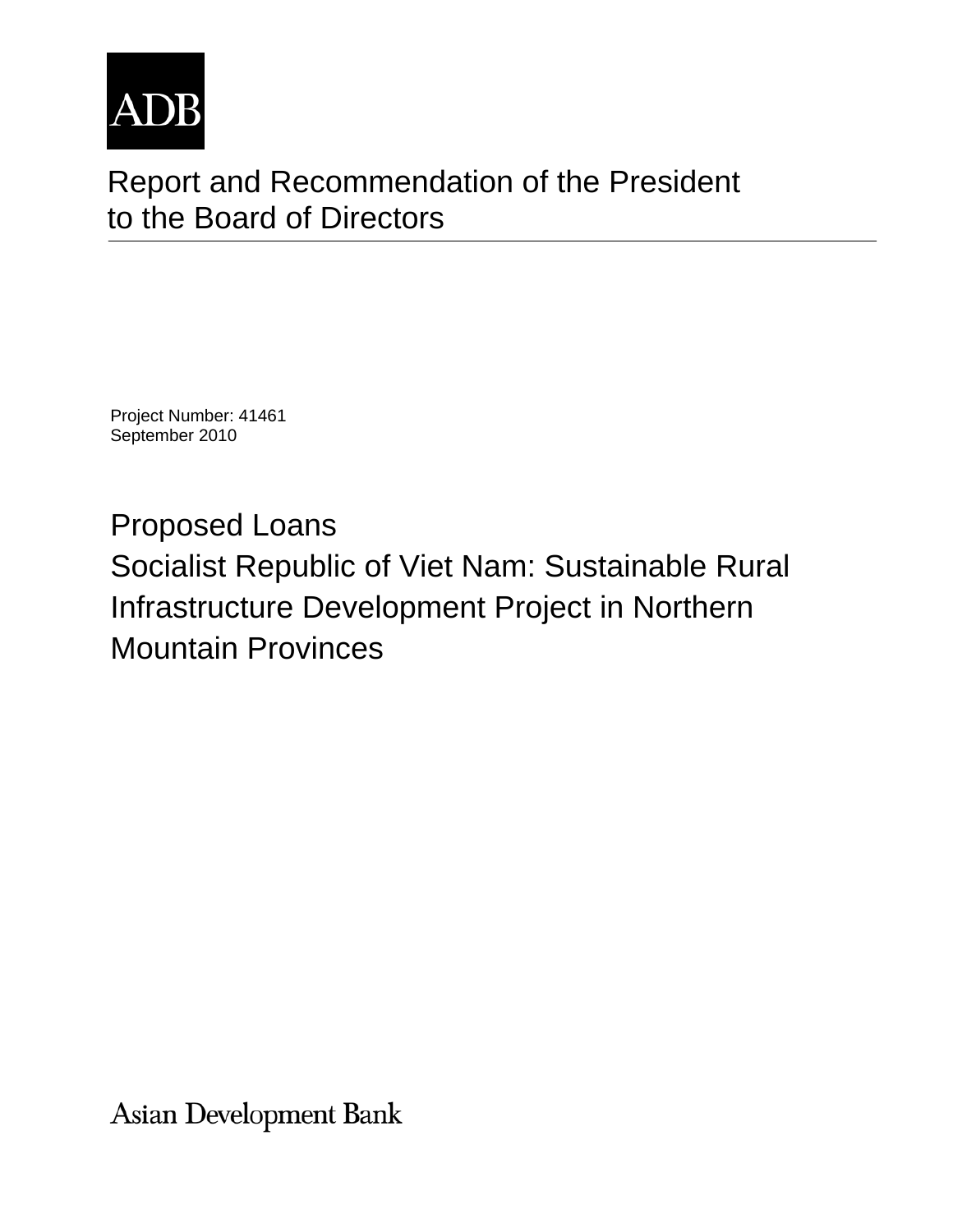ADB

# Report and Recommendation of the President to the Board of Directors

Project Number: 41461
September 2010

## Proposed Loans
## Socialist Republic of Viet Nam: Sustainable Rural Infrastructure Development Project in Northern Mountain Provinces

Asian Development Bank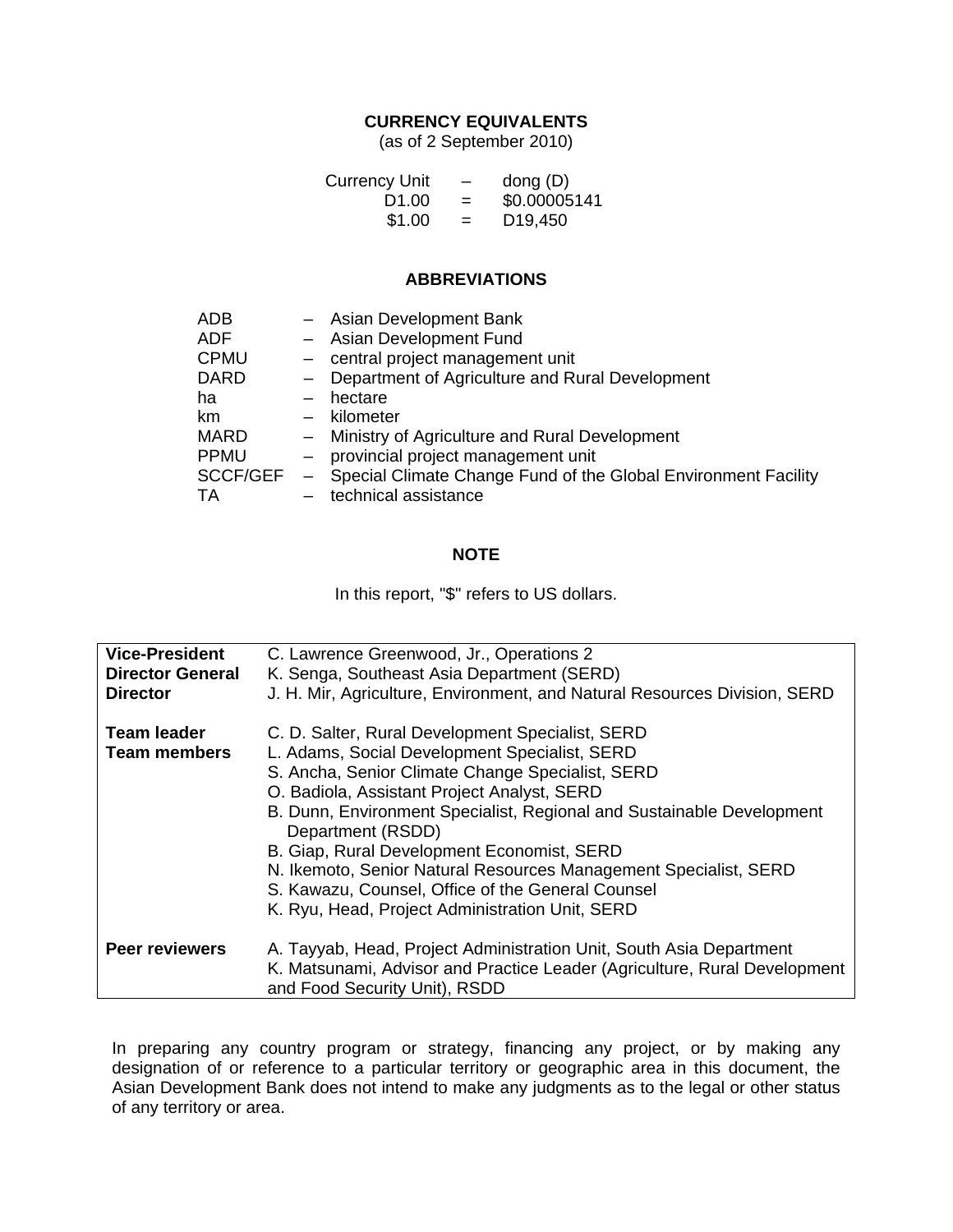## CURRENCY EQUIVALENTS

(as of 2 September 2010)

| | | |
|---|---|---|
| Currency Unit | – | dong (D) |
| D1.00 | = | $0.00005141 |
| $1.00 | = | D19,450 |

## ABBREVIATIONS

| | | |
|---|---|---|
| ADB | – | Asian Development Bank |
| ADF | – | Asian Development Fund |
| CPMU | – | central project management unit |
| DARD | – | Department of Agriculture and Rural Development |
| ha | – | hectare |
| km | – | kilometer |
| MARD | – | Ministry of Agriculture and Rural Development |
| PPMU | – | provincial project management unit |
| SCCF/GEF | – | Special Climate Change Fund of the Global Environment Facility |
| TA | – | technical assistance |

## NOTE

In this report, "$" refers to US dollars.

| | |
|---|---|
| **Vice-President** | C. Lawrence Greenwood, Jr., Operations 2 |
| **Director General** | K. Senga, Southeast Asia Department (SERD) |
| **Director** | J. H. Mir, Agriculture, Environment, and Natural Resources Division, SERD |
| | |
| **Team leader** | C. D. Salter, Rural Development Specialist, SERD |
| **Team members** | L. Adams, Social Development Specialist, SERD |
| | S. Ancha, Senior Climate Change Specialist, SERD |
| | O. Badiola, Assistant Project Analyst, SERD |
| | B. Dunn, Environment Specialist, Regional and Sustainable Development Department (RSDD) |
| | B. Giap, Rural Development Economist, SERD |
| | N. Ikemoto, Senior Natural Resources Management Specialist, SERD |
| | S. Kawazu, Counsel, Office of the General Counsel |
| | K. Ryu, Head, Project Administration Unit, SERD |
| | |
| **Peer reviewers** | A. Tayyab, Head, Project Administration Unit, South Asia Department |
| | K. Matsunami, Advisor and Practice Leader (Agriculture, Rural Development and Food Security Unit), RSDD |

In preparing any country program or strategy, financing any project, or by making any designation of or reference to a particular territory or geographic area in this document, the Asian Development Bank does not intend to make any judgments as to the legal or other status of any territory or area.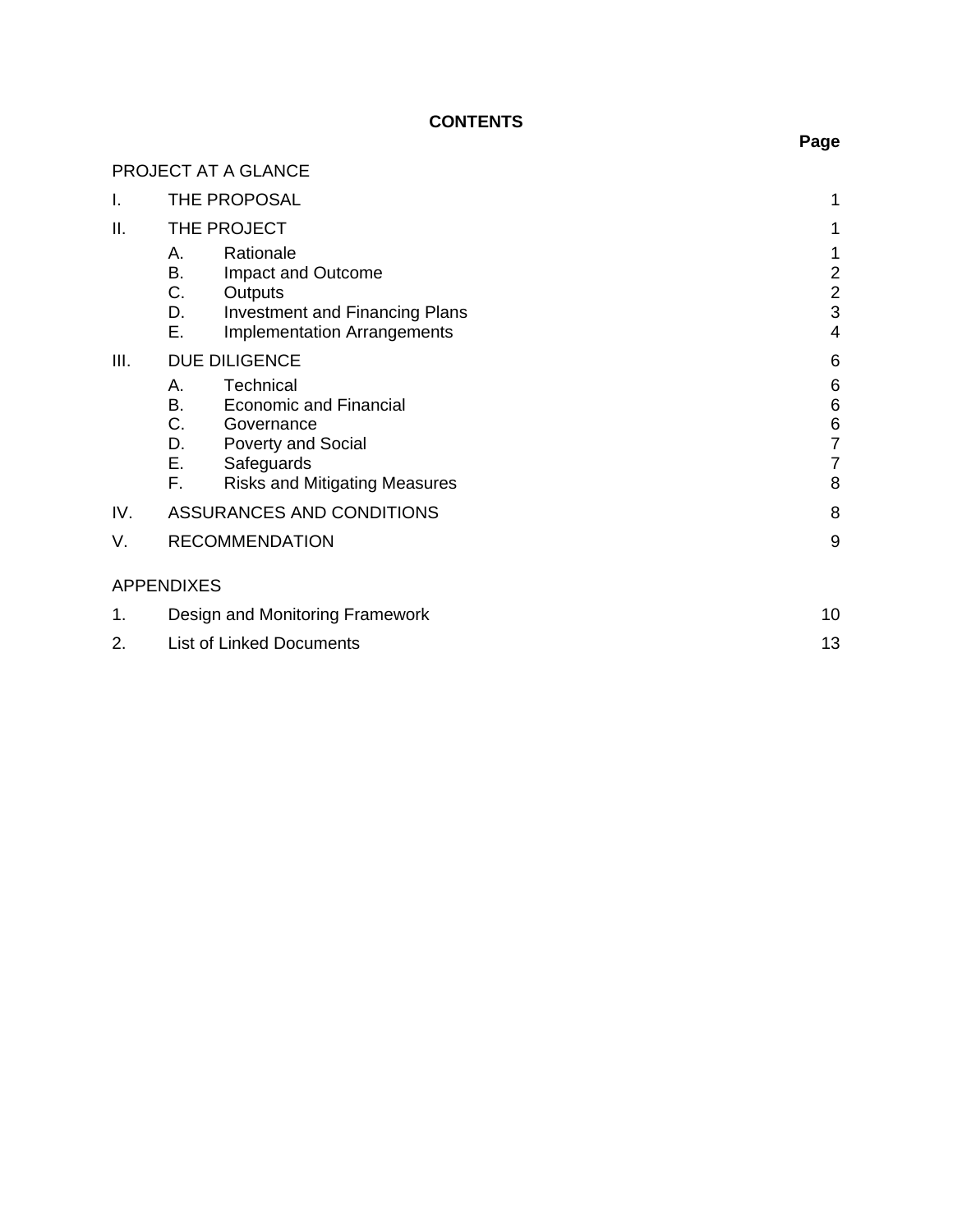# CONTENTS

| | | Page |
|---|---|---|
| PROJECT AT A GLANCE | | |
| I. | THE PROPOSAL | 1 |
| II. | THE PROJECT | 1 |
| | A. Rationale | 1 |
| | B. Impact and Outcome | 2 |
| | C. Outputs | 2 |
| | D. Investment and Financing Plans | 3 |
| | E. Implementation Arrangements | 4 |
| III. | DUE DILIGENCE | 6 |
| | A. Technical | 6 |
| | B. Economic and Financial | 6 |
| | C. Governance | 6 |
| | D. Poverty and Social | 7 |
| | E. Safeguards | 7 |
| | F. Risks and Mitigating Measures | 8 |
| IV. | ASSURANCES AND CONDITIONS | 8 |
| V. | RECOMMENDATION | 9 |
| APPENDIXES | | |
| 1. | Design and Monitoring Framework | 10 |
| 2. | List of Linked Documents | 13 |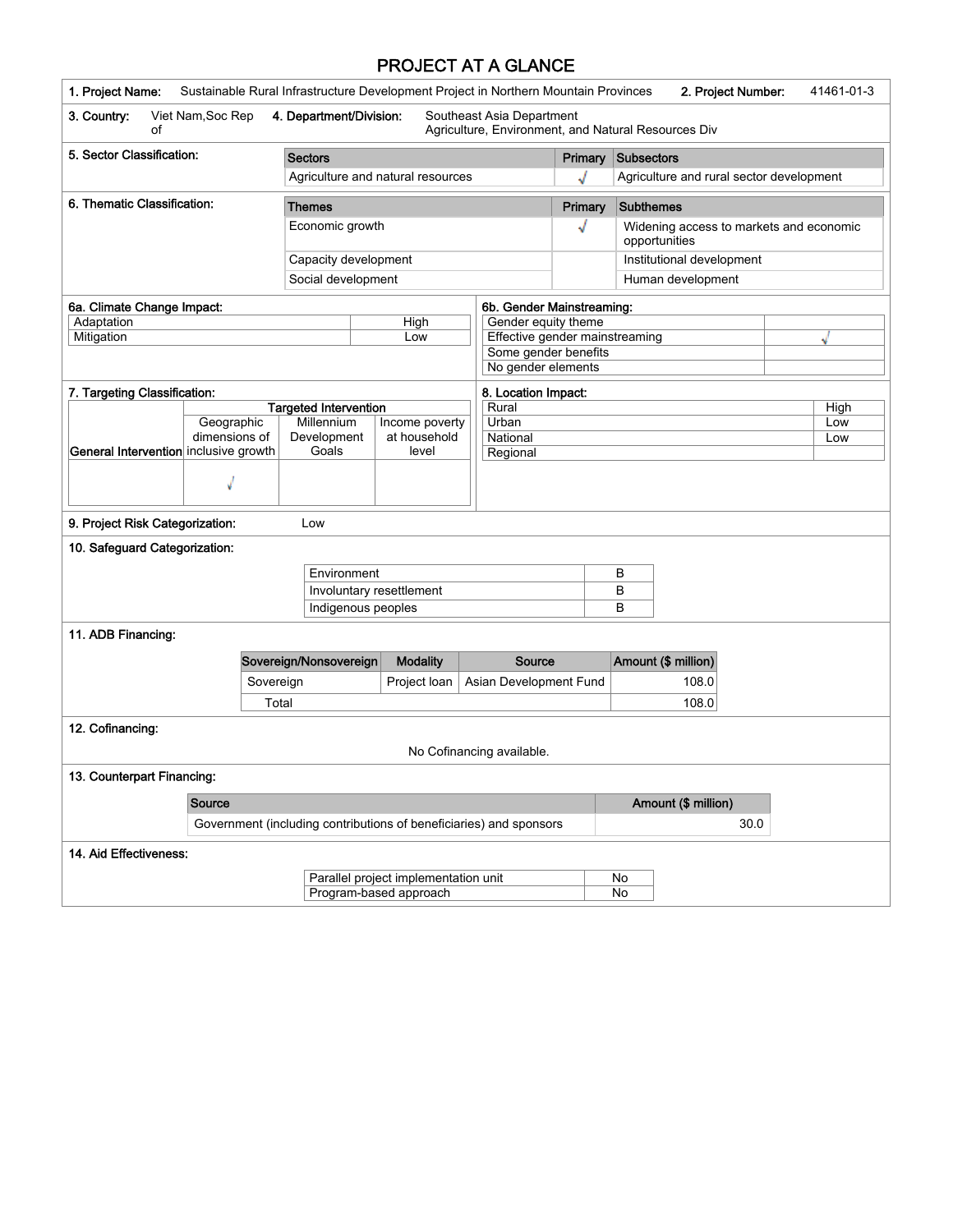# PROJECT AT A GLANCE

**1. Project Name:** Sustainable Rural Infrastructure Development Project in Northern Mountain Provinces

**2. Project Number:** 41461-01-3

**3. Country:** Viet Nam,Soc Rep of

**4. Department/Division:** Southeast Asia Department
Agriculture, Environment, and Natural Resources Div

**5. Sector Classification:**

| Sectors | Primary | Subsectors |
| --- | --- | --- |
| Agriculture and natural resources | √ | Agriculture and rural sector development |

**6. Thematic Classification:**

| Themes | Primary | Subthemes |
| --- | --- | --- |
| Economic growth | √ | Widening access to markets and economic opportunities |
| Capacity development | | Institutional development |
| Social development | | Human development |

**6a. Climate Change Impact:**

| | |
| --- | --- |
| Adaptation | High |
| Mitigation | Low |

**6b. Gender Mainstreaming:**

| | |
| --- | --- |
| Gender equity theme | |
| Effective gender mainstreaming | √ |
| Some gender benefits | |
| No gender elements | |

**7. Targeting Classification:**

| General Intervention | Targeted Intervention | | |
| --- | --- | --- | --- |
| | Geographic dimensions of inclusive growth | Millennium Development Goals | Income poverty at household level |
| | √ | | |

**8. Location Impact:**

| | |
| --- | --- |
| Rural | High |
| Urban | Low |
| National | Low |
| Regional | |

**9. Project Risk Categorization:** Low

**10. Safeguard Categorization:**

| | |
| --- | --- |
| Environment | B |
| Involuntary resettlement | B |
| Indigenous peoples | B |

**11. ADB Financing:**

| Sovereign/Nonsovereign | Modality | Source | Amount ($ million) |
| --- | --- | --- | --- |
| Sovereign | Project loan | Asian Development Fund | 108.0 |
| Total | | | 108.0 |

**12. Cofinancing:**

No Cofinancing available.

**13. Counterpart Financing:**

| Source | Amount ($ million) |
| --- | --- |
| Government (including contributions of beneficiaries) and sponsors | 30.0 |

**14. Aid Effectiveness:**

| | |
| --- | --- |
| Parallel project implementation unit | No |
| Program-based approach | No |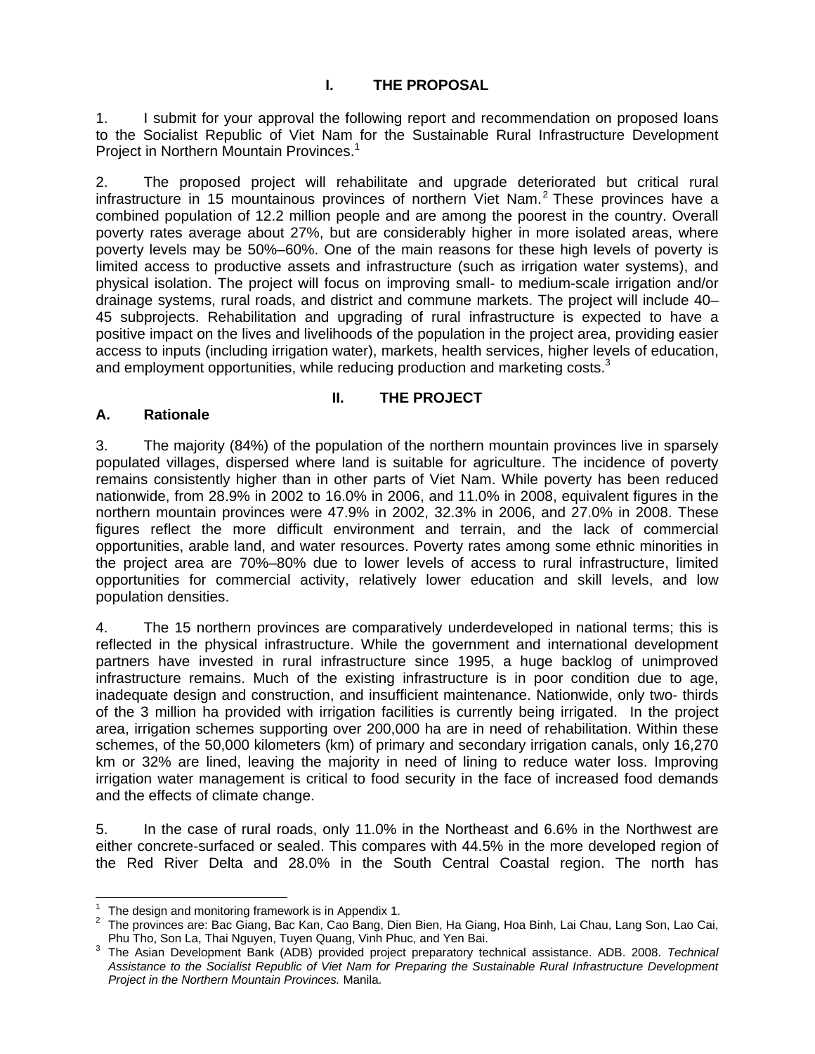# I. THE PROPOSAL

1. I submit for your approval the following report and recommendation on proposed loans to the Socialist Republic of Viet Nam for the Sustainable Rural Infrastructure Development Project in Northern Mountain Provinces.[1]

2. The proposed project will rehabilitate and upgrade deteriorated but critical rural infrastructure in 15 mountainous provinces of northern Viet Nam.[2] These provinces have a combined population of 12.2 million people and are among the poorest in the country. Overall poverty rates average about 27%, but are considerably higher in more isolated areas, where poverty levels may be 50%–60%. One of the main reasons for these high levels of poverty is limited access to productive assets and infrastructure (such as irrigation water systems), and physical isolation. The project will focus on improving small- to medium-scale irrigation and/or drainage systems, rural roads, and district and commune markets. The project will include 40–45 subprojects. Rehabilitation and upgrading of rural infrastructure is expected to have a positive impact on the lives and livelihoods of the population in the project area, providing easier access to inputs (including irrigation water), markets, health services, higher levels of education, and employment opportunities, while reducing production and marketing costs.[3]

# II. THE PROJECT

## A. Rationale

3. The majority (84%) of the population of the northern mountain provinces live in sparsely populated villages, dispersed where land is suitable for agriculture. The incidence of poverty remains consistently higher than in other parts of Viet Nam. While poverty has been reduced nationwide, from 28.9% in 2002 to 16.0% in 2006, and 11.0% in 2008, equivalent figures in the northern mountain provinces were 47.9% in 2002, 32.3% in 2006, and 27.0% in 2008. These figures reflect the more difficult environment and terrain, and the lack of commercial opportunities, arable land, and water resources. Poverty rates among some ethnic minorities in the project area are 70%–80% due to lower levels of access to rural infrastructure, limited opportunities for commercial activity, relatively lower education and skill levels, and low population densities.

4. The 15 northern provinces are comparatively underdeveloped in national terms; this is reflected in the physical infrastructure. While the government and international development partners have invested in rural infrastructure since 1995, a huge backlog of unimproved infrastructure remains. Much of the existing infrastructure is in poor condition due to age, inadequate design and construction, and insufficient maintenance. Nationwide, only two- thirds of the 3 million ha provided with irrigation facilities is currently being irrigated. In the project area, irrigation schemes supporting over 200,000 ha are in need of rehabilitation. Within these schemes, of the 50,000 kilometers (km) of primary and secondary irrigation canals, only 16,270 km or 32% are lined, leaving the majority in need of lining to reduce water loss. Improving irrigation water management is critical to food security in the face of increased food demands and the effects of climate change.

5. In the case of rural roads, only 11.0% in the Northeast and 6.6% in the Northwest are either concrete-surfaced or sealed. This compares with 44.5% in the more developed region of the Red River Delta and 28.0% in the South Central Coastal region. The north has

---

[1] The design and monitoring framework is in Appendix 1.

[2] The provinces are: Bac Giang, Bac Kan, Cao Bang, Dien Bien, Ha Giang, Hoa Binh, Lai Chau, Lang Son, Lao Cai, Phu Tho, Son La, Thai Nguyen, Tuyen Quang, Vinh Phuc, and Yen Bai.

[3] The Asian Development Bank (ADB) provided project preparatory technical assistance. ADB. 2008. *Technical Assistance to the Socialist Republic of Viet Nam for Preparing the Sustainable Rural Infrastructure Development Project in the Northern Mountain Provinces.* Manila.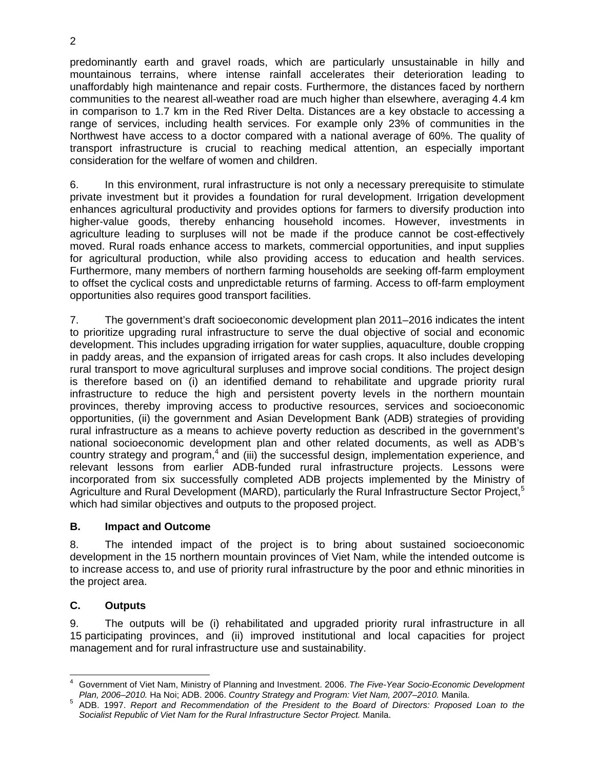predominantly earth and gravel roads, which are particularly unsustainable in hilly and mountainous terrains, where intense rainfall accelerates their deterioration leading to unaffordably high maintenance and repair costs. Furthermore, the distances faced by northern communities to the nearest all-weather road are much higher than elsewhere, averaging 4.4 km in comparison to 1.7 km in the Red River Delta. Distances are a key obstacle to accessing a range of services, including health services. For example only 23% of communities in the Northwest have access to a doctor compared with a national average of 60%. The quality of transport infrastructure is crucial to reaching medical attention, an especially important consideration for the welfare of women and children.

6. In this environment, rural infrastructure is not only a necessary prerequisite to stimulate private investment but it provides a foundation for rural development. Irrigation development enhances agricultural productivity and provides options for farmers to diversify production into higher-value goods, thereby enhancing household incomes. However, investments in agriculture leading to surpluses will not be made if the produce cannot be cost-effectively moved. Rural roads enhance access to markets, commercial opportunities, and input supplies for agricultural production, while also providing access to education and health services. Furthermore, many members of northern farming households are seeking off-farm employment to offset the cyclical costs and unpredictable returns of farming. Access to off-farm employment opportunities also requires good transport facilities.

7. The government's draft socioeconomic development plan 2011–2016 indicates the intent to prioritize upgrading rural infrastructure to serve the dual objective of social and economic development. This includes upgrading irrigation for water supplies, aquaculture, double cropping in paddy areas, and the expansion of irrigated areas for cash crops. It also includes developing rural transport to move agricultural surpluses and improve social conditions. The project design is therefore based on (i) an identified demand to rehabilitate and upgrade priority rural infrastructure to reduce the high and persistent poverty levels in the northern mountain provinces, thereby improving access to productive resources, services and socioeconomic opportunities, (ii) the government and Asian Development Bank (ADB) strategies of providing rural infrastructure as a means to achieve poverty reduction as described in the government's national socioeconomic development plan and other related documents, as well as ADB's country strategy and program,[4] and (iii) the successful design, implementation experience, and relevant lessons from earlier ADB-funded rural infrastructure projects. Lessons were incorporated from six successfully completed ADB projects implemented by the Ministry of Agriculture and Rural Development (MARD), particularly the Rural Infrastructure Sector Project,[5] which had similar objectives and outputs to the proposed project.

### B. Impact and Outcome

8. The intended impact of the project is to bring about sustained socioeconomic development in the 15 northern mountain provinces of Viet Nam, while the intended outcome is to increase access to, and use of priority rural infrastructure by the poor and ethnic minorities in the project area.

### C. Outputs

9. The outputs will be (i) rehabilitated and upgraded priority rural infrastructure in all 15 participating provinces, and (ii) improved institutional and local capacities for project management and for rural infrastructure use and sustainability.

---

[4] Government of Viet Nam, Ministry of Planning and Investment. 2006. *The Five-Year Socio-Economic Development Plan, 2006–2010.* Ha Noi; ADB. 2006. *Country Strategy and Program: Viet Nam, 2007–2010.* Manila.

[5] ADB. 1997. *Report and Recommendation of the President to the Board of Directors: Proposed Loan to the Socialist Republic of Viet Nam for the Rural Infrastructure Sector Project.* Manila.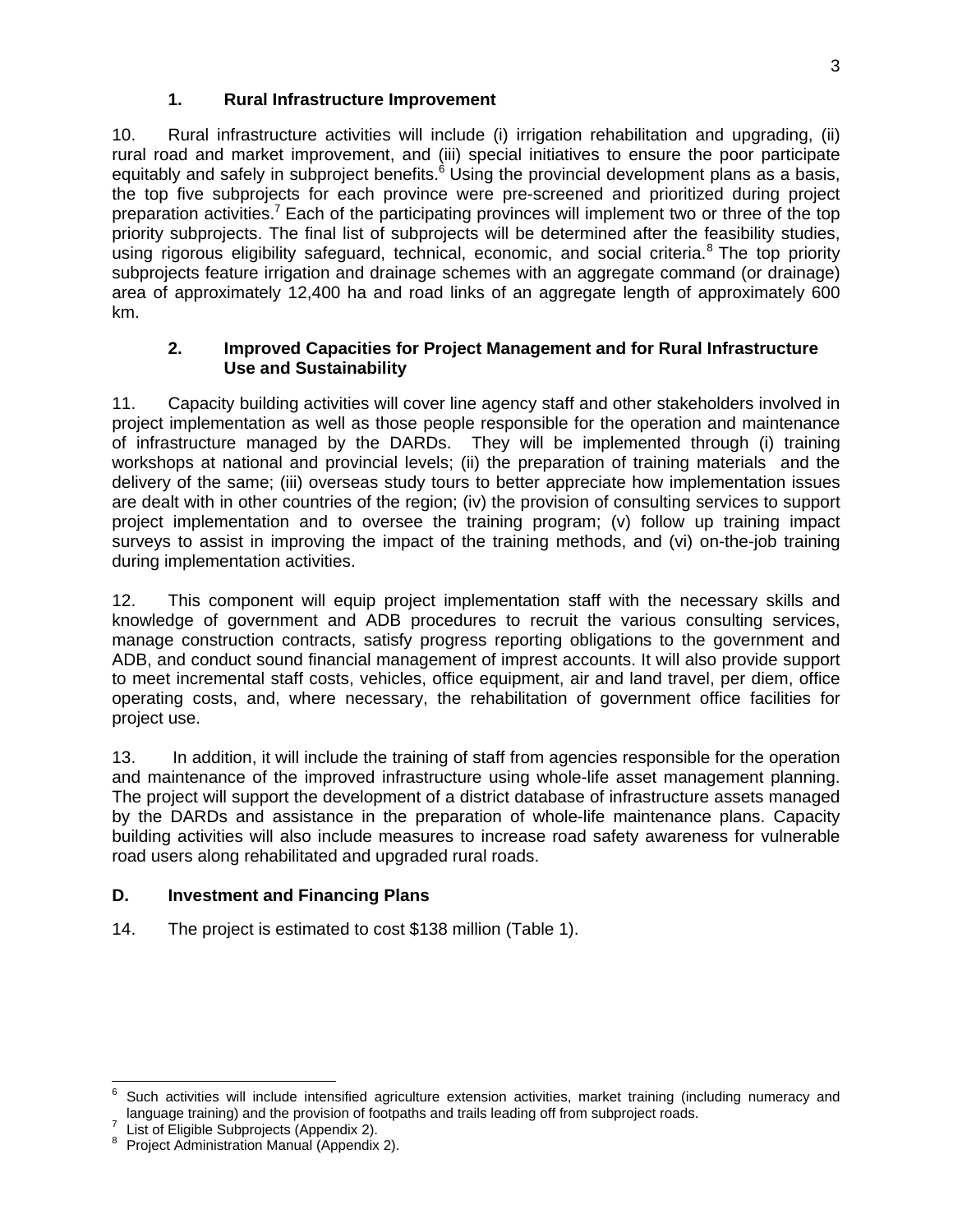### 1. Rural Infrastructure Improvement

10. Rural infrastructure activities will include (i) irrigation rehabilitation and upgrading, (ii) rural road and market improvement, and (iii) special initiatives to ensure the poor participate equitably and safely in subproject benefits.[6] Using the provincial development plans as a basis, the top five subprojects for each province were pre-screened and prioritized during project preparation activities.[7] Each of the participating provinces will implement two or three of the top priority subprojects. The final list of subprojects will be determined after the feasibility studies, using rigorous eligibility safeguard, technical, economic, and social criteria.[8] The top priority subprojects feature irrigation and drainage schemes with an aggregate command (or drainage) area of approximately 12,400 ha and road links of an aggregate length of approximately 600 km.

### 2. Improved Capacities for Project Management and for Rural Infrastructure Use and Sustainability

11. Capacity building activities will cover line agency staff and other stakeholders involved in project implementation as well as those people responsible for the operation and maintenance of infrastructure managed by the DARDs. They will be implemented through (i) training workshops at national and provincial levels; (ii) the preparation of training materials and the delivery of the same; (iii) overseas study tours to better appreciate how implementation issues are dealt with in other countries of the region; (iv) the provision of consulting services to support project implementation and to oversee the training program; (v) follow up training impact surveys to assist in improving the impact of the training methods, and (vi) on-the-job training during implementation activities.

12. This component will equip project implementation staff with the necessary skills and knowledge of government and ADB procedures to recruit the various consulting services, manage construction contracts, satisfy progress reporting obligations to the government and ADB, and conduct sound financial management of imprest accounts. It will also provide support to meet incremental staff costs, vehicles, office equipment, air and land travel, per diem, office operating costs, and, where necessary, the rehabilitation of government office facilities for project use.

13. In addition, it will include the training of staff from agencies responsible for the operation and maintenance of the improved infrastructure using whole-life asset management planning. The project will support the development of a district database of infrastructure assets managed by the DARDs and assistance in the preparation of whole-life maintenance plans. Capacity building activities will also include measures to increase road safety awareness for vulnerable road users along rehabilitated and upgraded rural roads.

## D. Investment and Financing Plans

14. The project is estimated to cost $138 million (Table 1).

---

[6] Such activities will include intensified agriculture extension activities, market training (including numeracy and language training) and the provision of footpaths and trails leading off from subproject roads.

[7] List of Eligible Subprojects (Appendix 2).

[8] Project Administration Manual (Appendix 2).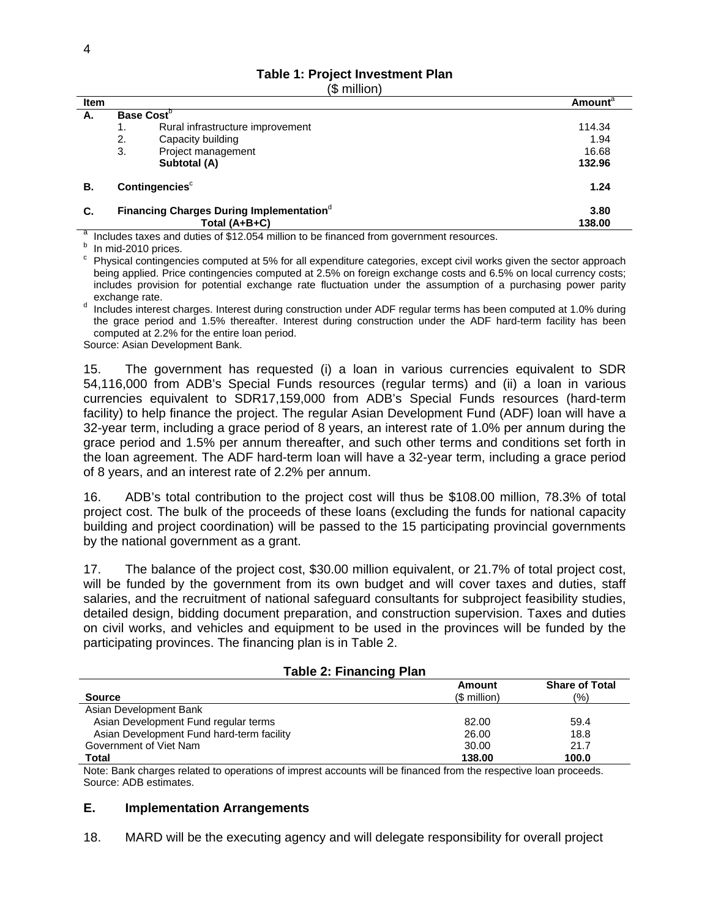**Table 1: Project Investment Plan**
($ million)

| Item | | Amount[a] |
|---|---|---|
| A. | **Base Cost**[b] | |
| | 1. Rural infrastructure improvement | 114.34 |
| | 2. Capacity building | 1.94 |
| | 3. Project management | 16.68 |
| | **Subtotal (A)** | **132.96** |
| B. | **Contingencies**[c] | **1.24** |
| C. | **Financing Charges During Implementation**[d] | **3.80** |
| | **Total (A+B+C)** | **138.00** |

[a] Includes taxes and duties of $12.054 million to be financed from government resources.
[b] In mid-2010 prices.
[c] Physical contingencies computed at 5% for all expenditure categories, except civil works given the sector approach being applied. Price contingencies computed at 2.5% on foreign exchange costs and 6.5% on local currency costs; includes provision for potential exchange rate fluctuation under the assumption of a purchasing power parity exchange rate.
[d] Includes interest charges. Interest during construction under ADF regular terms has been computed at 1.0% during the grace period and 1.5% thereafter. Interest during construction under the ADF hard-term facility has been computed at 2.2% for the entire loan period.
Source: Asian Development Bank.

15. The government has requested (i) a loan in various currencies equivalent to SDR 54,116,000 from ADB's Special Funds resources (regular terms) and (ii) a loan in various currencies equivalent to SDR17,159,000 from ADB's Special Funds resources (hard-term facility) to help finance the project. The regular Asian Development Fund (ADF) loan will have a 32-year term, including a grace period of 8 years, an interest rate of 1.0% per annum during the grace period and 1.5% per annum thereafter, and such other terms and conditions set forth in the loan agreement. The ADF hard-term loan will have a 32-year term, including a grace period of 8 years, and an interest rate of 2.2% per annum.

16. ADB's total contribution to the project cost will thus be $108.00 million, 78.3% of total project cost. The bulk of the proceeds of these loans (excluding the funds for national capacity building and project coordination) will be passed to the 15 participating provincial governments by the national government as a grant.

17. The balance of the project cost, $30.00 million equivalent, or 21.7% of total project cost, will be funded by the government from its own budget and will cover taxes and duties, staff salaries, and the recruitment of national safeguard consultants for subproject feasibility studies, detailed design, bidding document preparation, and construction supervision. Taxes and duties on civil works, and vehicles and equipment to be used in the provinces will be funded by the participating provinces. The financing plan is in Table 2.

**Table 2: Financing Plan**

| Source | Amount ($ million) | Share of Total (%) |
|---|---|---|
| Asian Development Bank | | |
| Asian Development Fund regular terms | 82.00 | 59.4 |
| Asian Development Fund hard-term facility | 26.00 | 18.8 |
| Government of Viet Nam | 30.00 | 21.7 |
| **Total** | **138.00** | **100.0** |

Note: Bank charges related to operations of imprest accounts will be financed from the respective loan proceeds.
Source: ADB estimates.

## E. Implementation Arrangements

18. MARD will be the executing agency and will delegate responsibility for overall project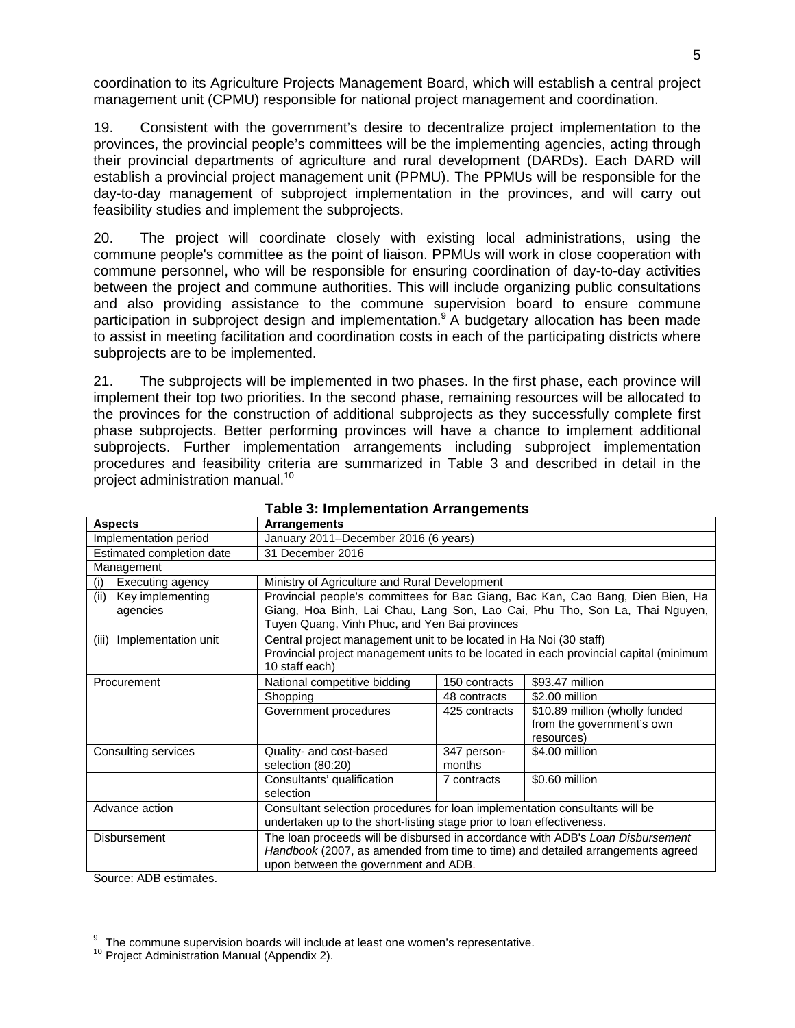coordination to its Agriculture Projects Management Board, which will establish a central project management unit (CPMU) responsible for national project management and coordination.

19. Consistent with the government's desire to decentralize project implementation to the provinces, the provincial people's committees will be the implementing agencies, acting through their provincial departments of agriculture and rural development (DARDs). Each DARD will establish a provincial project management unit (PPMU). The PPMUs will be responsible for the day-to-day management of subproject implementation in the provinces, and will carry out feasibility studies and implement the subprojects.

20. The project will coordinate closely with existing local administrations, using the commune people's committee as the point of liaison. PPMUs will work in close cooperation with commune personnel, who will be responsible for ensuring coordination of day-to-day activities between the project and commune authorities. This will include organizing public consultations and also providing assistance to the commune supervision board to ensure commune participation in subproject design and implementation.[9] A budgetary allocation has been made to assist in meeting facilitation and coordination costs in each of the participating districts where subprojects are to be implemented.

21. The subprojects will be implemented in two phases. In the first phase, each province will implement their top two priorities. In the second phase, remaining resources will be allocated to the provinces for the construction of additional subprojects as they successfully complete first phase subprojects. Better performing provinces will have a chance to implement additional subprojects. Further implementation arrangements including subproject implementation procedures and feasibility criteria are summarized in Table 3 and described in detail in the project administration manual.[10]

**Table 3: Implementation Arrangements**

| **Aspects** | **Arrangements** | | |
|---|---|---|---|
| Implementation period | January 2011–December 2016 (6 years) | | |
| Estimated completion date | 31 December 2016 | | |
| Management | | | |
| (i) Executing agency | Ministry of Agriculture and Rural Development | | |
| (ii) Key implementing agencies | Provincial people's committees for Bac Giang, Bac Kan, Cao Bang, Dien Bien, Ha Giang, Hoa Binh, Lai Chau, Lang Son, Lao Cai, Phu Tho, Son La, Thai Nguyen, Tuyen Quang, Vinh Phuc, and Yen Bai provinces | | |
| (iii) Implementation unit | Central project management unit to be located in Ha Noi (30 staff)<br>Provincial project management units to be located in each provincial capital (minimum 10 staff each) | | |
| Procurement | National competitive bidding | 150 contracts | $93.47 million |
| | Shopping | 48 contracts | $2.00 million |
| | Government procedures | 425 contracts | $10.89 million (wholly funded from the government's own resources) |
| Consulting services | Quality- and cost-based selection (80:20) | 347 person-months | $4.00 million |
| | Consultants' qualification selection | 7 contracts | $0.60 million |
| Advance action | Consultant selection procedures for loan implementation consultants will be undertaken up to the short-listing stage prior to loan effectiveness. | | |
| Disbursement | The loan proceeds will be disbursed in accordance with ADB's *Loan Disbursement Handbook* (2007, as amended from time to time) and detailed arrangements agreed upon between the government and ADB. | | |

Source: ADB estimates.

[9] The commune supervision boards will include at least one women's representative.

[10] Project Administration Manual (Appendix 2).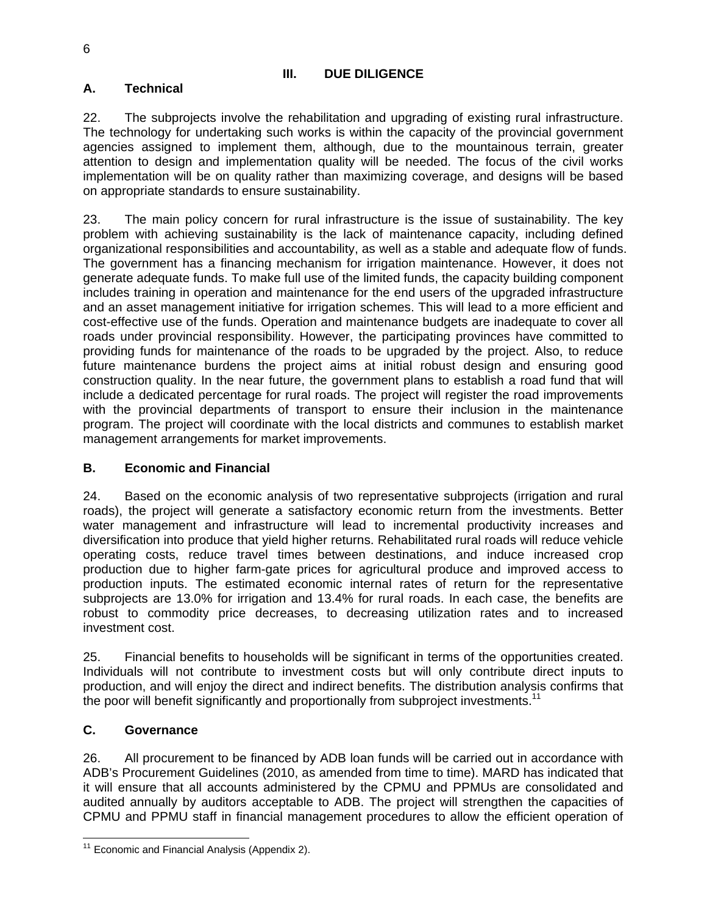# III. DUE DILIGENCE

## A. Technical

22. The subprojects involve the rehabilitation and upgrading of existing rural infrastructure. The technology for undertaking such works is within the capacity of the provincial government agencies assigned to implement them, although, due to the mountainous terrain, greater attention to design and implementation quality will be needed. The focus of the civil works implementation will be on quality rather than maximizing coverage, and designs will be based on appropriate standards to ensure sustainability.

23. The main policy concern for rural infrastructure is the issue of sustainability. The key problem with achieving sustainability is the lack of maintenance capacity, including defined organizational responsibilities and accountability, as well as a stable and adequate flow of funds. The government has a financing mechanism for irrigation maintenance. However, it does not generate adequate funds. To make full use of the limited funds, the capacity building component includes training in operation and maintenance for the end users of the upgraded infrastructure and an asset management initiative for irrigation schemes. This will lead to a more efficient and cost-effective use of the funds. Operation and maintenance budgets are inadequate to cover all roads under provincial responsibility. However, the participating provinces have committed to providing funds for maintenance of the roads to be upgraded by the project. Also, to reduce future maintenance burdens the project aims at initial robust design and ensuring good construction quality. In the near future, the government plans to establish a road fund that will include a dedicated percentage for rural roads. The project will register the road improvements with the provincial departments of transport to ensure their inclusion in the maintenance program. The project will coordinate with the local districts and communes to establish market management arrangements for market improvements.

## B. Economic and Financial

24. Based on the economic analysis of two representative subprojects (irrigation and rural roads), the project will generate a satisfactory economic return from the investments. Better water management and infrastructure will lead to incremental productivity increases and diversification into produce that yield higher returns. Rehabilitated rural roads will reduce vehicle operating costs, reduce travel times between destinations, and induce increased crop production due to higher farm-gate prices for agricultural produce and improved access to production inputs. The estimated economic internal rates of return for the representative subprojects are 13.0% for irrigation and 13.4% for rural roads. In each case, the benefits are robust to commodity price decreases, to decreasing utilization rates and to increased investment cost.

25. Financial benefits to households will be significant in terms of the opportunities created. Individuals will not contribute to investment costs but will only contribute direct inputs to production, and will enjoy the direct and indirect benefits. The distribution analysis confirms that the poor will benefit significantly and proportionally from subproject investments.[11]

## C. Governance

26. All procurement to be financed by ADB loan funds will be carried out in accordance with ADB's Procurement Guidelines (2010, as amended from time to time). MARD has indicated that it will ensure that all accounts administered by the CPMU and PPMUs are consolidated and audited annually by auditors acceptable to ADB. The project will strengthen the capacities of CPMU and PPMU staff in financial management procedures to allow the efficient operation of

---

[11] Economic and Financial Analysis (Appendix 2).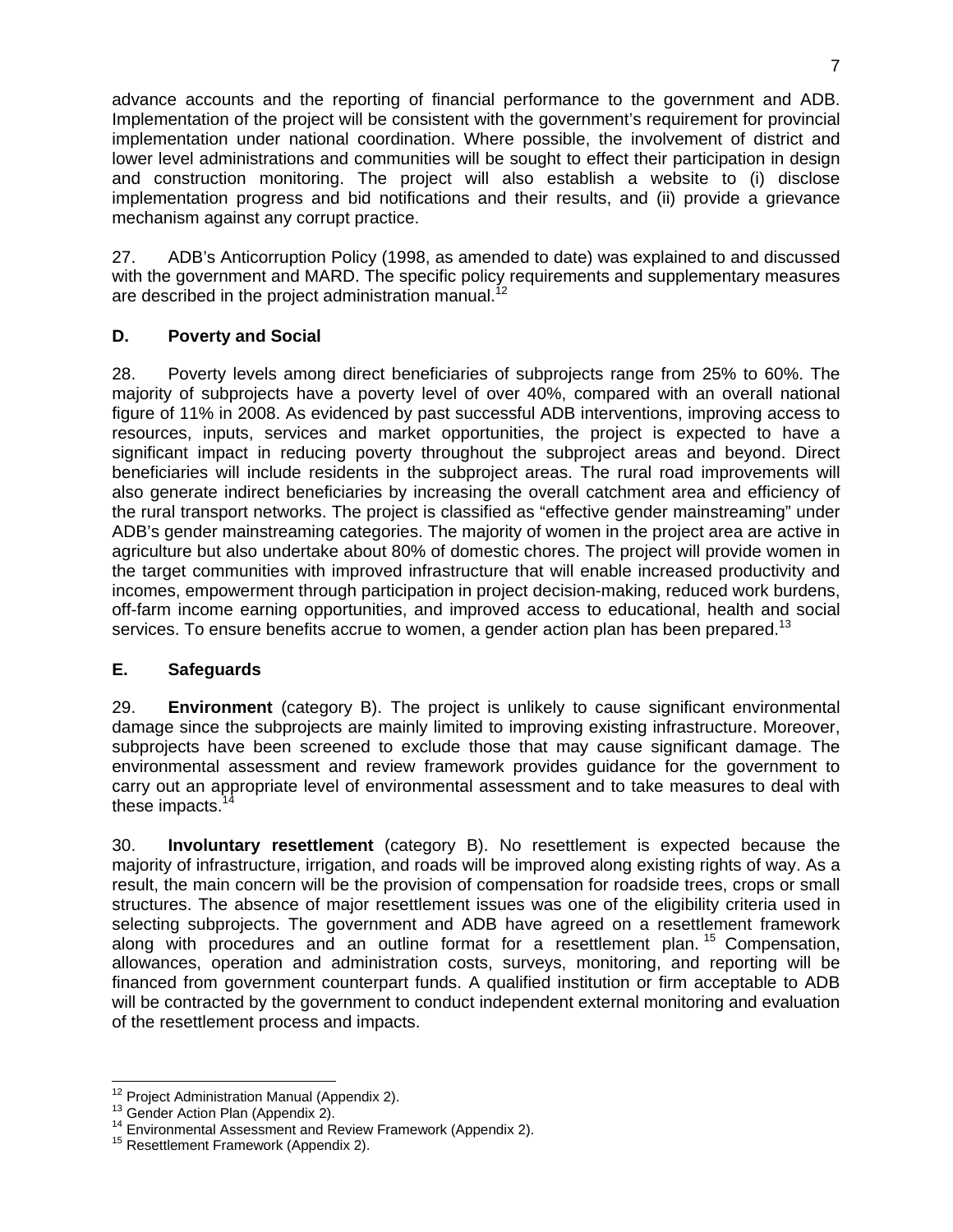advance accounts and the reporting of financial performance to the government and ADB. Implementation of the project will be consistent with the government's requirement for provincial implementation under national coordination. Where possible, the involvement of district and lower level administrations and communities will be sought to effect their participation in design and construction monitoring. The project will also establish a website to (i) disclose implementation progress and bid notifications and their results, and (ii) provide a grievance mechanism against any corrupt practice.

27. ADB's Anticorruption Policy (1998, as amended to date) was explained to and discussed with the government and MARD. The specific policy requirements and supplementary measures are described in the project administration manual.[12]

### D. Poverty and Social

28. Poverty levels among direct beneficiaries of subprojects range from 25% to 60%. The majority of subprojects have a poverty level of over 40%, compared with an overall national figure of 11% in 2008. As evidenced by past successful ADB interventions, improving access to resources, inputs, services and market opportunities, the project is expected to have a significant impact in reducing poverty throughout the subproject areas and beyond. Direct beneficiaries will include residents in the subproject areas. The rural road improvements will also generate indirect beneficiaries by increasing the overall catchment area and efficiency of the rural transport networks. The project is classified as "effective gender mainstreaming" under ADB's gender mainstreaming categories. The majority of women in the project area are active in agriculture but also undertake about 80% of domestic chores. The project will provide women in the target communities with improved infrastructure that will enable increased productivity and incomes, empowerment through participation in project decision-making, reduced work burdens, off-farm income earning opportunities, and improved access to educational, health and social services. To ensure benefits accrue to women, a gender action plan has been prepared.[13]

### E. Safeguards

29. **Environment** (category B). The project is unlikely to cause significant environmental damage since the subprojects are mainly limited to improving existing infrastructure. Moreover, subprojects have been screened to exclude those that may cause significant damage. The environmental assessment and review framework provides guidance for the government to carry out an appropriate level of environmental assessment and to take measures to deal with these impacts.[14]

30. **Involuntary resettlement** (category B). No resettlement is expected because the majority of infrastructure, irrigation, and roads will be improved along existing rights of way. As a result, the main concern will be the provision of compensation for roadside trees, crops or small structures. The absence of major resettlement issues was one of the eligibility criteria used in selecting subprojects. The government and ADB have agreed on a resettlement framework along with procedures and an outline format for a resettlement plan.[15] Compensation, allowances, operation and administration costs, surveys, monitoring, and reporting will be financed from government counterpart funds. A qualified institution or firm acceptable to ADB will be contracted by the government to conduct independent external monitoring and evaluation of the resettlement process and impacts.

---

[12] Project Administration Manual (Appendix 2).
[13] Gender Action Plan (Appendix 2).
[14] Environmental Assessment and Review Framework (Appendix 2).
[15] Resettlement Framework (Appendix 2).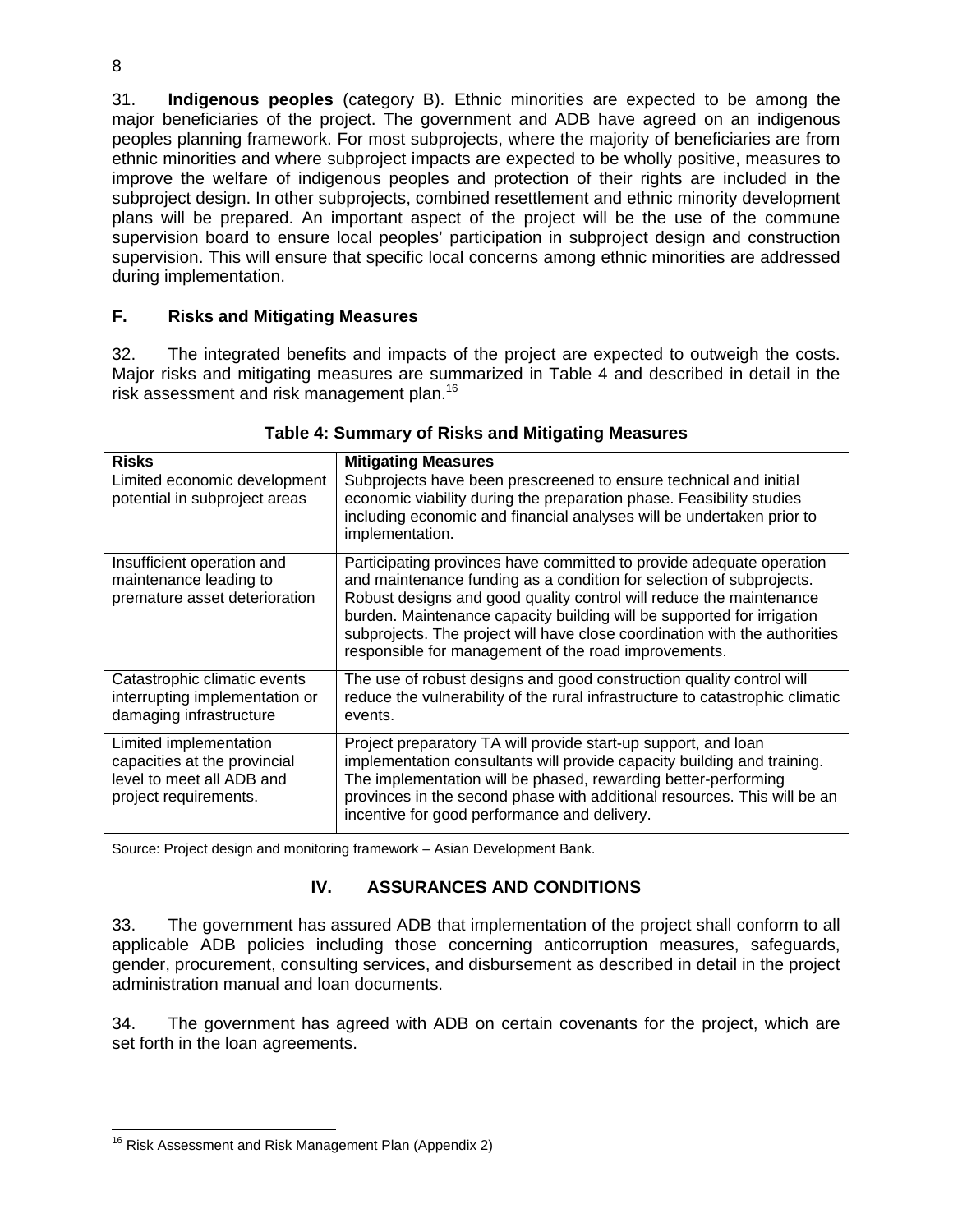31. **Indigenous peoples** (category B). Ethnic minorities are expected to be among the major beneficiaries of the project. The government and ADB have agreed on an indigenous peoples planning framework. For most subprojects, where the majority of beneficiaries are from ethnic minorities and where subproject impacts are expected to be wholly positive, measures to improve the welfare of indigenous peoples and protection of their rights are included in the subproject design. In other subprojects, combined resettlement and ethnic minority development plans will be prepared. An important aspect of the project will be the use of the commune supervision board to ensure local peoples' participation in subproject design and construction supervision. This will ensure that specific local concerns among ethnic minorities are addressed during implementation.

## F. Risks and Mitigating Measures

32. The integrated benefits and impacts of the project are expected to outweigh the costs. Major risks and mitigating measures are summarized in Table 4 and described in detail in the risk assessment and risk management plan.[16]

**Table 4: Summary of Risks and Mitigating Measures**

| Risks | Mitigating Measures |
|---|---|
| Limited economic development potential in subproject areas | Subprojects have been prescreened to ensure technical and initial economic viability during the preparation phase. Feasibility studies including economic and financial analyses will be undertaken prior to implementation. |
| Insufficient operation and maintenance leading to premature asset deterioration | Participating provinces have committed to provide adequate operation and maintenance funding as a condition for selection of subprojects. Robust designs and good quality control will reduce the maintenance burden. Maintenance capacity building will be supported for irrigation subprojects. The project will have close coordination with the authorities responsible for management of the road improvements. |
| Catastrophic climatic events interrupting implementation or damaging infrastructure | The use of robust designs and good construction quality control will reduce the vulnerability of the rural infrastructure to catastrophic climatic events. |
| Limited implementation capacities at the provincial level to meet all ADB and project requirements. | Project preparatory TA will provide start-up support, and loan implementation consultants will provide capacity building and training. The implementation will be phased, rewarding better-performing provinces in the second phase with additional resources. This will be an incentive for good performance and delivery. |

Source: Project design and monitoring framework – Asian Development Bank.

# IV. ASSURANCES AND CONDITIONS

33. The government has assured ADB that implementation of the project shall conform to all applicable ADB policies including those concerning anticorruption measures, safeguards, gender, procurement, consulting services, and disbursement as described in detail in the project administration manual and loan documents.

34. The government has agreed with ADB on certain covenants for the project, which are set forth in the loan agreements.

[16] Risk Assessment and Risk Management Plan (Appendix 2)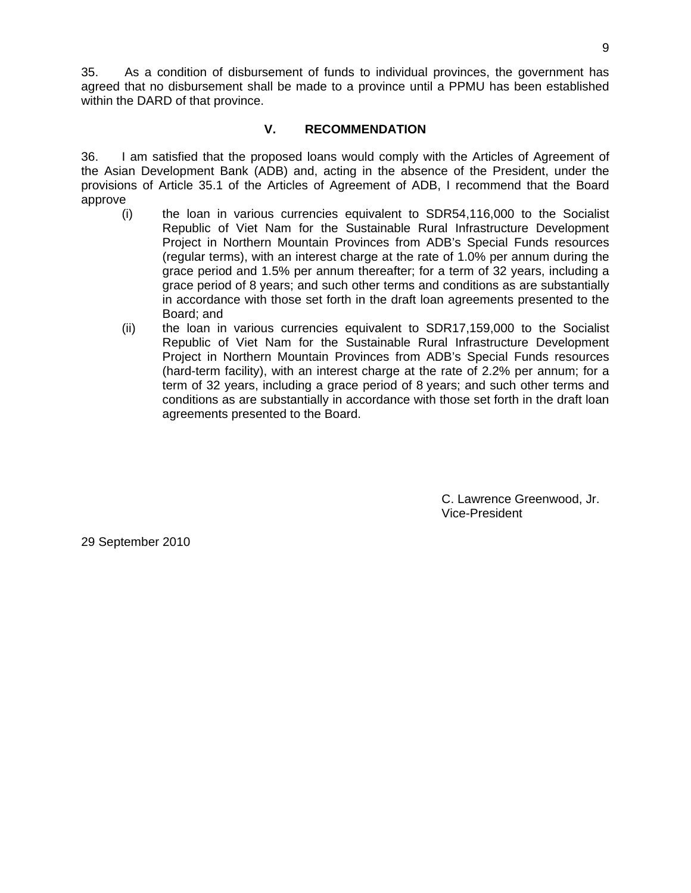35. As a condition of disbursement of funds to individual provinces, the government has agreed that no disbursement shall be made to a province until a PPMU has been established within the DARD of that province.

## V. RECOMMENDATION

36. I am satisfied that the proposed loans would comply with the Articles of Agreement of the Asian Development Bank (ADB) and, acting in the absence of the President, under the provisions of Article 35.1 of the Articles of Agreement of ADB, I recommend that the Board approve

(i) the loan in various currencies equivalent to SDR54,116,000 to the Socialist Republic of Viet Nam for the Sustainable Rural Infrastructure Development Project in Northern Mountain Provinces from ADB's Special Funds resources (regular terms), with an interest charge at the rate of 1.0% per annum during the grace period and 1.5% per annum thereafter; for a term of 32 years, including a grace period of 8 years; and such other terms and conditions as are substantially in accordance with those set forth in the draft loan agreements presented to the Board; and

(ii) the loan in various currencies equivalent to SDR17,159,000 to the Socialist Republic of Viet Nam for the Sustainable Rural Infrastructure Development Project in Northern Mountain Provinces from ADB's Special Funds resources (hard-term facility), with an interest charge at the rate of 2.2% per annum; for a term of 32 years, including a grace period of 8 years; and such other terms and conditions as are substantially in accordance with those set forth in the draft loan agreements presented to the Board.

C. Lawrence Greenwood, Jr.
Vice-President

29 September 2010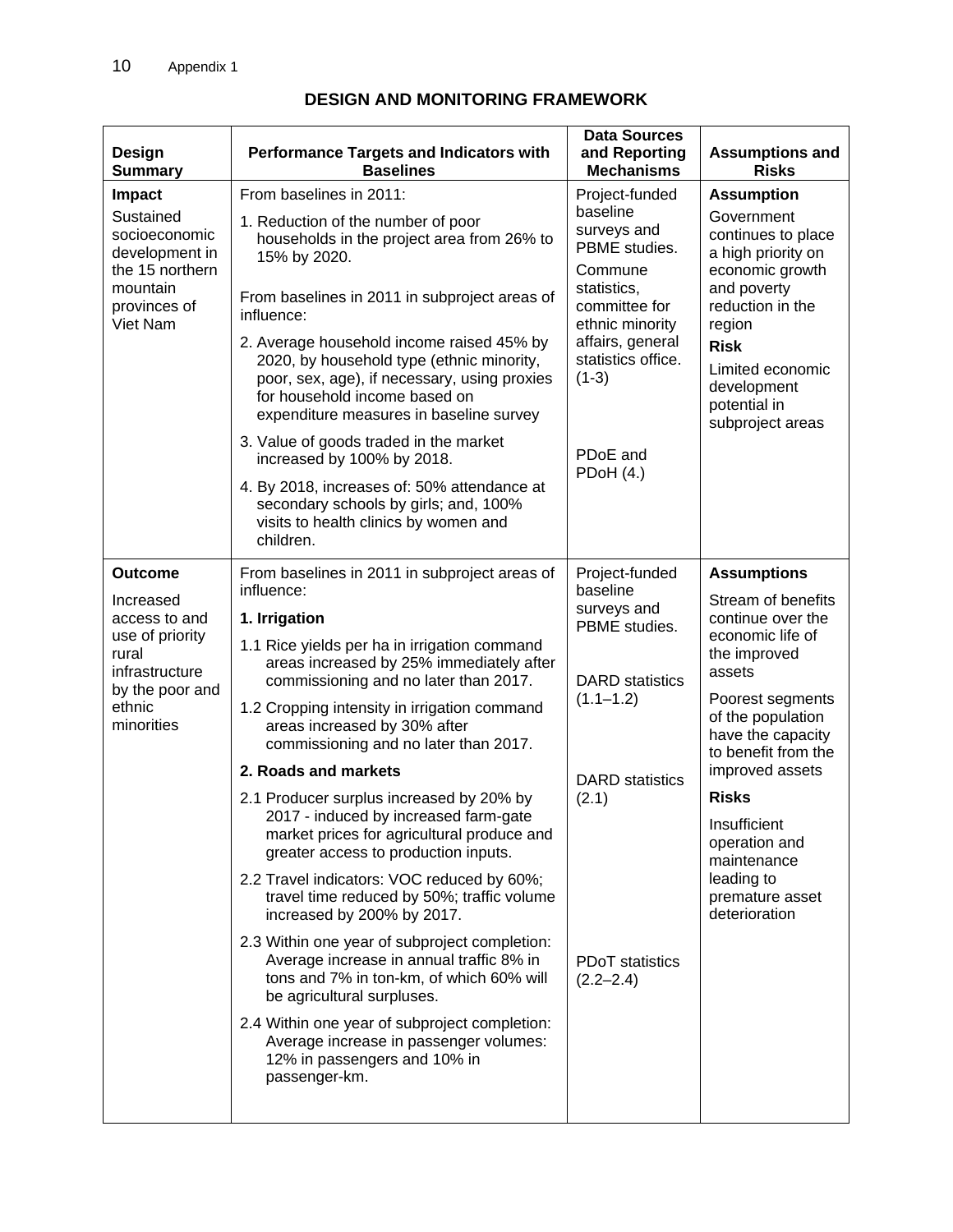## DESIGN AND MONITORING FRAMEWORK

| Design Summary | Performance Targets and Indicators with Baselines | Data Sources and Reporting Mechanisms | Assumptions and Risks |
|---|---|---|---|
| **Impact**<br>Sustained socioeconomic development in the 15 northern mountain provinces of Viet Nam | From baselines in 2011:<br>1. Reduction of the number of poor households in the project area from 26% to 15% by 2020.<br><br>From baselines in 2011 in subproject areas of influence:<br>2. Average household income raised 45% by 2020, by household type (ethnic minority, poor, sex, age), if necessary, using proxies for household income based on expenditure measures in baseline survey<br>3. Value of goods traded in the market increased by 100% by 2018.<br>4. By 2018, increases of: 50% attendance at secondary schools by girls; and, 100% visits to health clinics by women and children. | Project-funded baseline surveys and PBME studies.<br>Commune statistics, committee for ethnic minority affairs, general statistics office. (1-3)<br><br>PDoE and PDoH (4.) | **Assumption**<br>Government continues to place a high priority on economic growth and poverty reduction in the region<br>**Risk**<br>Limited economic development potential in subproject areas |
| **Outcome**<br>Increased access to and use of priority rural infrastructure by the poor and ethnic minorities | From baselines in 2011 in subproject areas of influence:<br>**1. Irrigation**<br>1.1 Rice yields per ha in irrigation command areas increased by 25% immediately after commissioning and no later than 2017.<br>1.2 Cropping intensity in irrigation command areas increased by 30% after commissioning and no later than 2017.<br>**2. Roads and markets**<br>2.1 Producer surplus increased by 20% by 2017 - induced by increased farm-gate market prices for agricultural produce and greater access to production inputs.<br>2.2 Travel indicators: VOC reduced by 60%; travel time reduced by 50%; traffic volume increased by 200% by 2017.<br>2.3 Within one year of subproject completion: Average increase in annual traffic 8% in tons and 7% in ton-km, of which 60% will be agricultural surpluses.<br>2.4 Within one year of subproject completion: Average increase in passenger volumes: 12% in passengers and 10% in passenger-km. | Project-funded baseline surveys and PBME studies.<br><br>DARD statistics (1.1–1.2)<br><br>DARD statistics (2.1)<br><br>PDoT statistics (2.2–2.4) | **Assumptions**<br>Stream of benefits continue over the economic life of the improved assets<br>Poorest segments of the population have the capacity to benefit from the improved assets<br>**Risks**<br>Insufficient operation and maintenance leading to premature asset deterioration |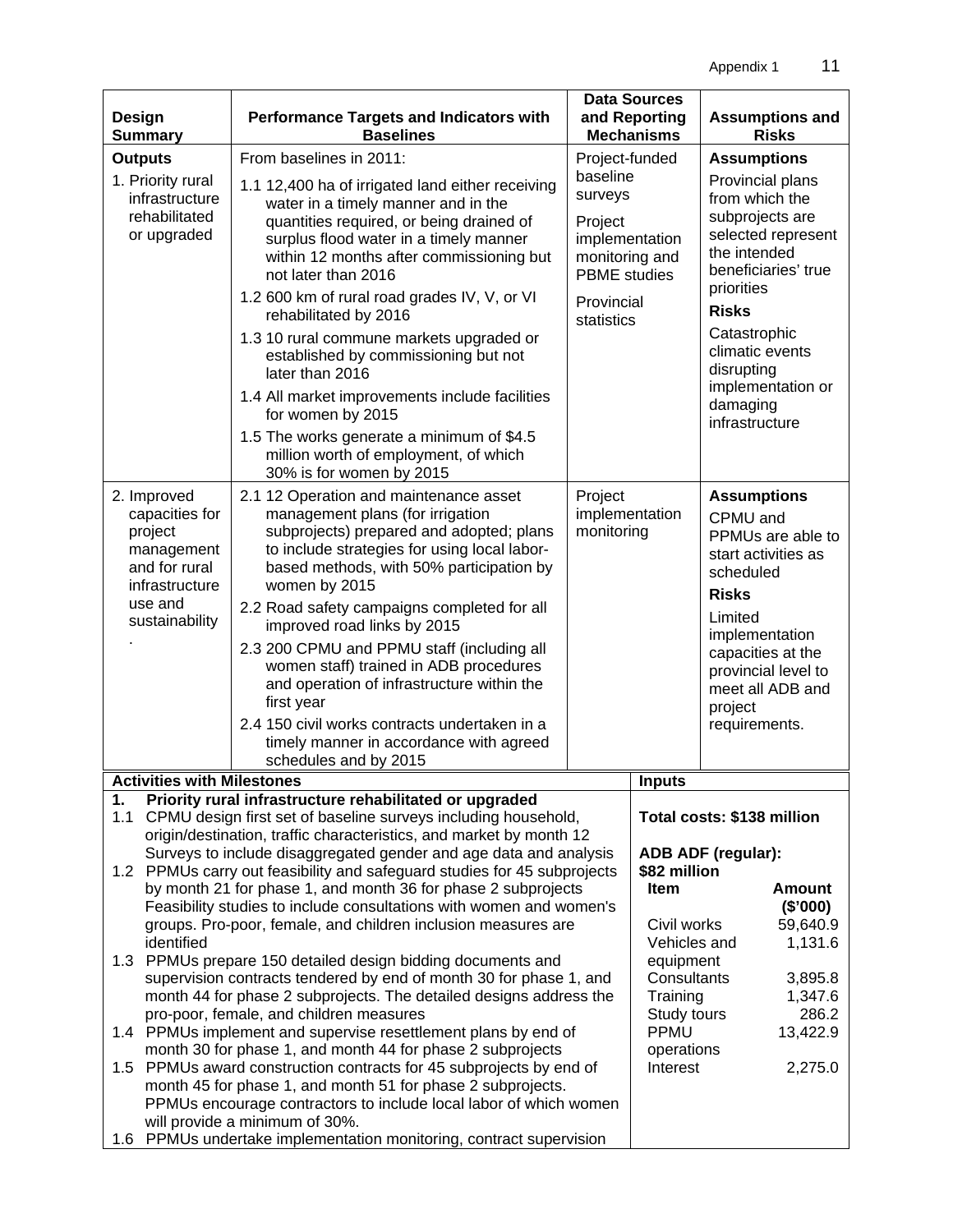| Design Summary | Performance Targets and Indicators with Baselines | Data Sources and Reporting Mechanisms | Assumptions and Risks |
|---|---|---|---|
| **Outputs**<br>1. Priority rural infrastructure rehabilitated or upgraded | From baselines in 2011:<br>1.1 12,400 ha of irrigated land either receiving water in a timely manner and in the quantities required, or being drained of surplus flood water in a timely manner within 12 months after commissioning but not later than 2016<br>1.2 600 km of rural road grades IV, V, or VI rehabilitated by 2016<br>1.3 10 rural commune markets upgraded or established by commissioning but not later than 2016<br>1.4 All market improvements include facilities for women by 2015<br>1.5 The works generate a minimum of $4.5 million worth of employment, of which 30% is for women by 2015 | Project-funded baseline surveys<br>Project implementation monitoring and PBME studies<br>Provincial statistics | **Assumptions**<br>Provincial plans from which the subprojects are selected represent the intended beneficiaries' true priorities<br>**Risks**<br>Catastrophic climatic events disrupting implementation or damaging infrastructure |
| 2. Improved capacities for project management and for rural infrastructure use and sustainability<br>. | 2.1 12 Operation and maintenance asset management plans (for irrigation subprojects) prepared and adopted; plans to include strategies for using local labor-based methods, with 50% participation by women by 2015<br>2.2 Road safety campaigns completed for all improved road links by 2015<br>2.3 200 CPMU and PPMU staff (including all women staff) trained in ADB procedures and operation of infrastructure within the first year<br>2.4 150 civil works contracts undertaken in a timely manner in accordance with agreed schedules and by 2015 | Project implementation monitoring | **Assumptions**<br>CPMU and PPMUs are able to start activities as scheduled<br>**Risks**<br>Limited implementation capacities at the provincial level to meet all ADB and project requirements. |

| Activities with Milestones | Inputs |
|---|---|
| **1. Priority rural infrastructure rehabilitated or upgraded**<br>1.1 CPMU design first set of baseline surveys including household, origin/destination, traffic characteristics, and market by month 12 Surveys to include disaggregated gender and age data and analysis<br>1.2 PPMUs carry out feasibility and safeguard studies for 45 subprojects by month 21 for phase 1, and month 36 for phase 2 subprojects Feasibility studies to include consultations with women and women's groups. Pro-poor, female, and children inclusion measures are identified<br>1.3 PPMUs prepare 150 detailed design bidding documents and supervision contracts tendered by end of month 30 for phase 1, and month 44 for phase 2 subprojects. The detailed designs address the pro-poor, female, and children measures<br>1.4 PPMUs implement and supervise resettlement plans by end of month 30 for phase 1, and month 44 for phase 2 subprojects<br>1.5 PPMUs award construction contracts for 45 subprojects by end of month 45 for phase 1, and month 51 for phase 2 subprojects. PPMUs encourage contractors to include local labor of which women will provide a minimum of 30%.<br>1.6 PPMUs undertake implementation monitoring, contract supervision | **Total costs: $138 million**<br><br>**ADB ADF (regular): $82 million**<br><br>**Item** — **Amount ($'000)**<br>Civil works — 59,640.9<br>Vehicles and equipment — 1,131.6<br>Consultants — 3,895.8<br>Training — 1,347.6<br>Study tours — 286.2<br>PPMU operations — 13,422.9<br>Interest — 2,275.0 |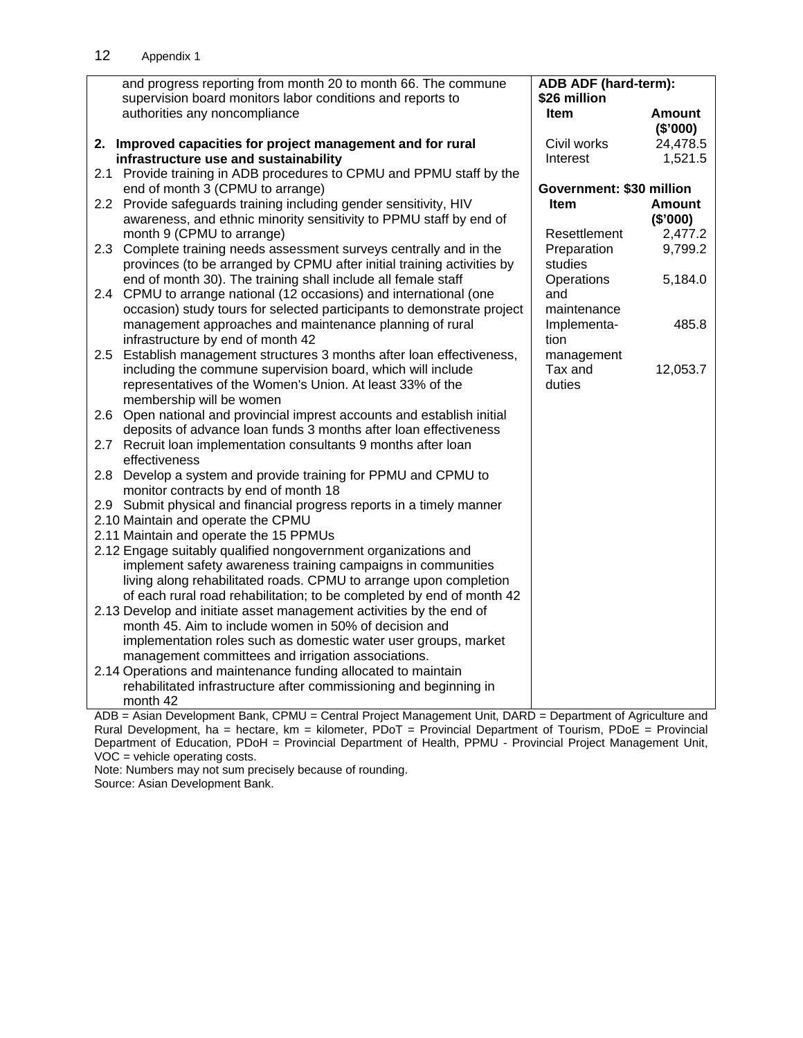| | |
|---|---|
| and progress reporting from month 20 to month 66. The commune supervision board monitors labor conditions and reports to authorities any noncompliance<br><br>**2. Improved capacities for project management and for rural infrastructure use and sustainability**<br>2.1 Provide training in ADB procedures to CPMU and PPMU staff by the end of month 3 (CPMU to arrange)<br>2.2 Provide safeguards training including gender sensitivity, HIV awareness, and ethnic minority sensitivity to PPMU staff by end of month 9 (CPMU to arrange)<br>2.3 Complete training needs assessment surveys centrally and in the provinces (to be arranged by CPMU after initial training activities by end of month 30). The training shall include all female staff<br>2.4 CPMU to arrange national (12 occasions) and international (one occasion) study tours for selected participants to demonstrate project management approaches and maintenance planning of rural infrastructure by end of month 42<br>2.5 Establish management structures 3 months after loan effectiveness, including the commune supervision board, which will include representatives of the Women's Union. At least 33% of the membership will be women<br>2.6 Open national and provincial imprest accounts and establish initial deposits of advance loan funds 3 months after loan effectiveness<br>2.7 Recruit loan implementation consultants 9 months after loan effectiveness<br>2.8 Develop a system and provide training for PPMU and CPMU to monitor contracts by end of month 18<br>2.9 Submit physical and financial progress reports in a timely manner<br>2.10 Maintain and operate the CPMU<br>2.11 Maintain and operate the 15 PPMUs<br>2.12 Engage suitably qualified nongovernment organizations and implement safety awareness training campaigns in communities living along rehabilitated roads. CPMU to arrange upon completion of each rural road rehabilitation; to be completed by end of month 42<br>2.13 Develop and initiate asset management activities by the end of month 45. Aim to include women in 50% of decision and implementation roles such as domestic water user groups, market management committees and irrigation associations.<br>2.14 Operations and maintenance funding allocated to maintain rehabilitated infrastructure after commissioning and beginning in month 42 | **ADB ADF (hard-term): $26 million**<br><br>**Item** — **Amount ($'000)**<br>Civil works — 24,478.5<br>Interest — 1,521.5<br><br>**Government: $30 million**<br><br>**Item** — **Amount ($'000)**<br>Resettlement — 2,477.2<br>Preparation studies — 9,799.2<br>Operations and maintenance — 5,184.0<br>Implementation management — 485.8<br>Tax and duties — 12,053.7 |

ADB = Asian Development Bank, CPMU = Central Project Management Unit, DARD = Department of Agriculture and Rural Development, ha = hectare, km = kilometer, PDoT = Provincial Department of Tourism, PDoE = Provincial Department of Education, PDoH = Provincial Department of Health, PPMU - Provincial Project Management Unit, VOC = vehicle operating costs.

Note: Numbers may not sum precisely because of rounding.

Source: Asian Development Bank.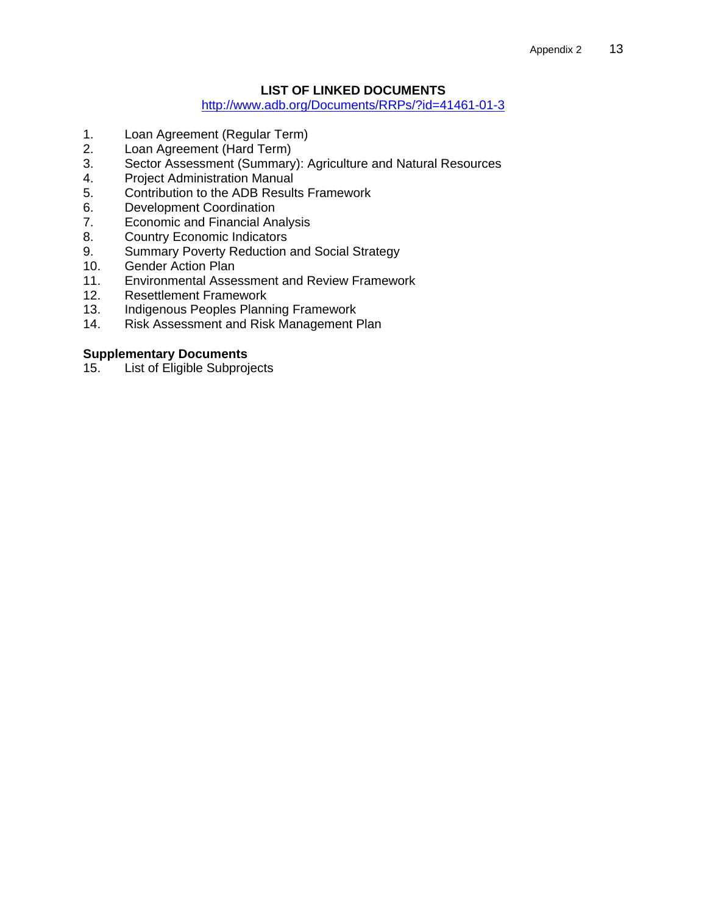## LIST OF LINKED DOCUMENTS

http://www.adb.org/Documents/RRPs/?id=41461-01-3

1. Loan Agreement (Regular Term)
2. Loan Agreement (Hard Term)
3. Sector Assessment (Summary): Agriculture and Natural Resources
4. Project Administration Manual
5. Contribution to the ADB Results Framework
6. Development Coordination
7. Economic and Financial Analysis
8. Country Economic Indicators
9. Summary Poverty Reduction and Social Strategy
10. Gender Action Plan
11. Environmental Assessment and Review Framework
12. Resettlement Framework
13. Indigenous Peoples Planning Framework
14. Risk Assessment and Risk Management Plan

**Supplementary Documents**

15. List of Eligible Subprojects